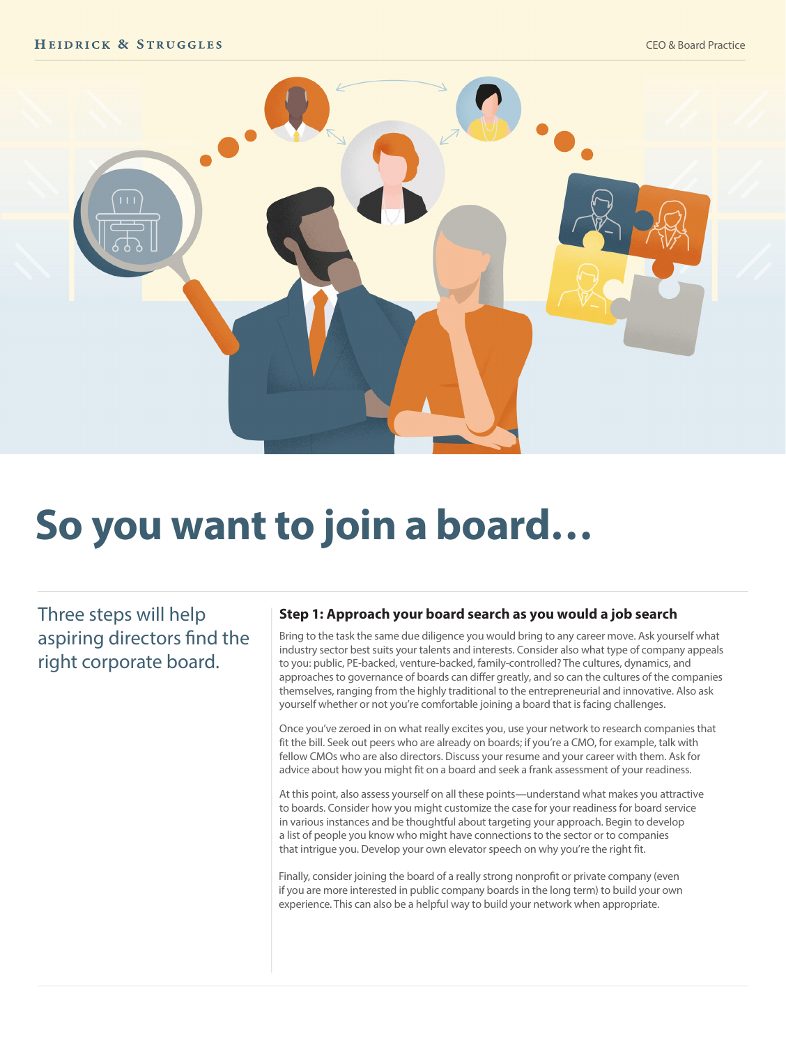# So you want to join a board…

Three steps will help aspiring directors find the right corporate board.

### Step 1: Approach your board search as you would a job search

Bring to the task the same due diligence you would bring to any career move. Ask yourself what industry sector best suits your talents and interests. Consider also what type of company appeals to you: public, PE-backed, venture-backed, family-controlled? The cultures, dynamics, and approaches to governance of boards can differ greatly, and so can the cultures of the companies themselves, ranging from the highly traditional to the entrepreneurial and innovative. Also ask yourself whether or not you're comfortable joining a board that is facing challenges.

Once you've zeroed in on what really excites you, use your network to research companies that fit the bill. Seek out peers who are already on boards; if you're a CMO, for example, talk with fellow CMOs who are also directors. Discuss your resume and your career with them. Ask for advice about how you might fit on a board and seek a frank assessment of your readiness.

At this point, also assess yourself on all these points—understand what makes you attractive to boards. Consider how you might customize the case for your readiness for board service in various instances and be thoughtful about targeting your approach. Begin to develop a list of people you know who might have connections to the sector or to companies that intrigue you. Develop your own elevator speech on why you're the right fit.

Finally, consider joining the board of a really strong nonprofit or private company (even if you are more interested in public company boards in the long term) to build your own experience. This can also be a helpful way to build your network when appropriate.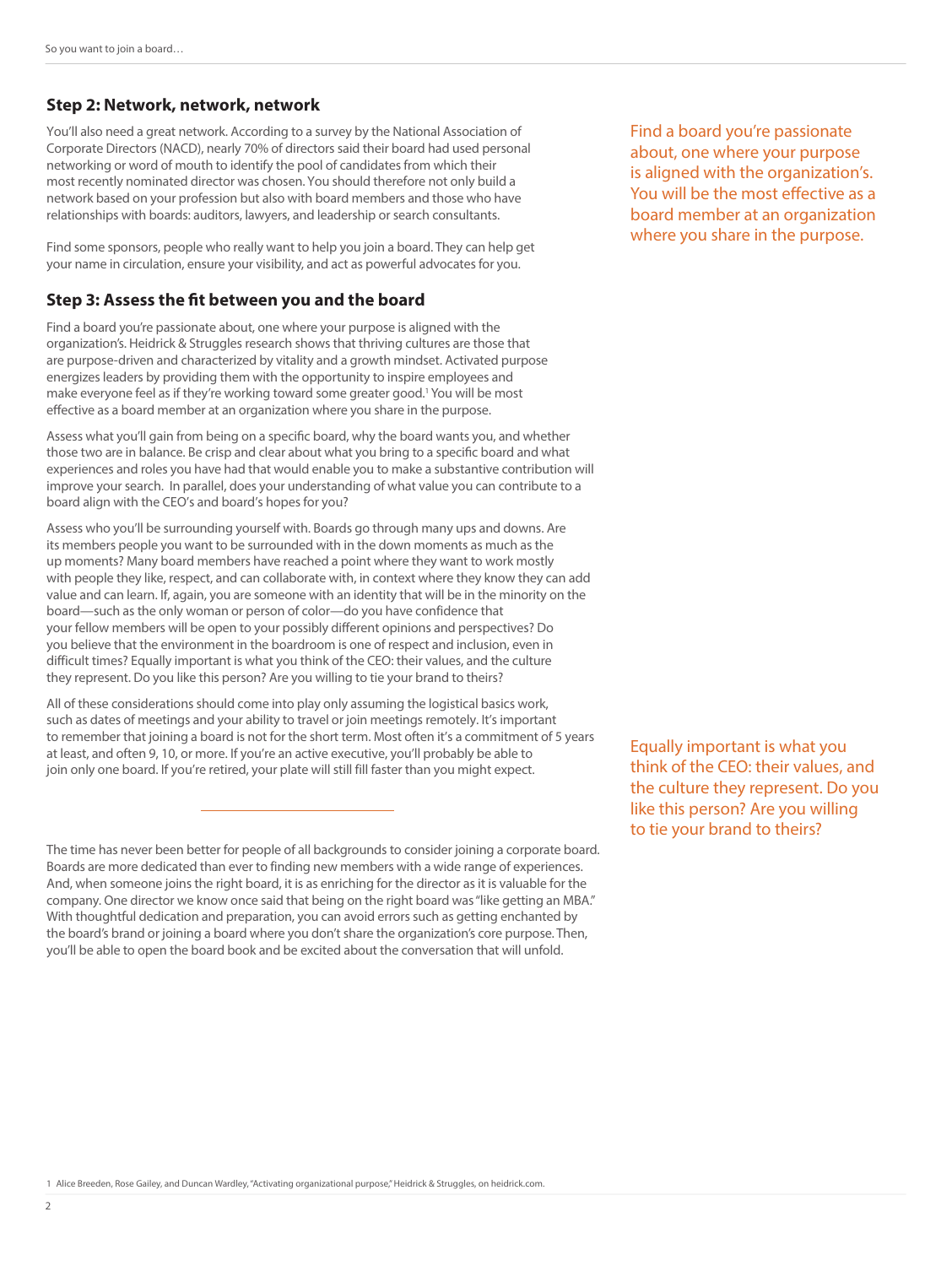## Step 2: Network, network, network

You'll also need a great network. According to a survey by the National Association of Corporate Directors (NACD), nearly 70% of directors said their board had used personal networking or word of mouth to identify the pool of candidates from which their most recently nominated director was chosen. You should therefore not only build a network based on your profession but also with board members and those who have relationships with boards: auditors, lawyers, and leadership or search consultants.

Find some sponsors, people who really want to help you join a board. They can help get your name in circulation, ensure your visibility, and act as powerful advocates for you.

## Step 3: Assess the fit between you and the board

Find a board you're passionate about, one where your purpose is aligned with the organization's. Heidrick & Struggles research shows that thriving cultures are those that are purpose-driven and characterized by vitality and a growth mindset. Activated purpose energizes leaders by providing them with the opportunity to inspire employees and make everyone feel as if they're working toward some greater good.[1] You will be most effective as a board member at an organization where you share in the purpose.

Assess what you'll gain from being on a specific board, why the board wants you, and whether those two are in balance. Be crisp and clear about what you bring to a specific board and what experiences and roles you have had that would enable you to make a substantive contribution will improve your search. In parallel, does your understanding of what value you can contribute to a board align with the CEO's and board's hopes for you?

Assess who you'll be surrounding yourself with. Boards go through many ups and downs. Are its members people you want to be surrounded with in the down moments as much as the up moments? Many board members have reached a point where they want to work mostly with people they like, respect, and can collaborate with, in context where they know they can add value and can learn. If, again, you are someone with an identity that will be in the minority on the board—such as the only woman or person of color—do you have confidence that your fellow members will be open to your possibly different opinions and perspectives? Do you believe that the environment in the boardroom is one of respect and inclusion, even in difficult times? Equally important is what you think of the CEO: their values, and the culture they represent. Do you like this person? Are you willing to tie your brand to theirs?

All of these considerations should come into play only assuming the logistical basics work, such as dates of meetings and your ability to travel or join meetings remotely. It's important to remember that joining a board is not for the short term. Most often it's a commitment of 5 years at least, and often 9, 10, or more. If you're an active executive, you'll probably be able to join only one board. If you're retired, your plate will still fill faster than you might expect.

---

The time has never been better for people of all backgrounds to consider joining a corporate board. Boards are more dedicated than ever to finding new members with a wide range of experiences. And, when someone joins the right board, it is as enriching for the director as it is valuable for the company. One director we know once said that being on the right board was "like getting an MBA." With thoughtful dedication and preparation, you can avoid errors such as getting enchanted by the board's brand or joining a board where you don't share the organization's core purpose. Then, you'll be able to open the board book and be excited about the conversation that will unfold.

> Find a board you're passionate about, one where your purpose is aligned with the organization's. You will be the most effective as a board member at an organization where you share in the purpose.

> Equally important is what you think of the CEO: their values, and the culture they represent. Do you like this person? Are you willing to tie your brand to theirs?

1 Alice Breeden, Rose Gailey, and Duncan Wardley, "Activating organizational purpose," Heidrick & Struggles, on heidrick.com.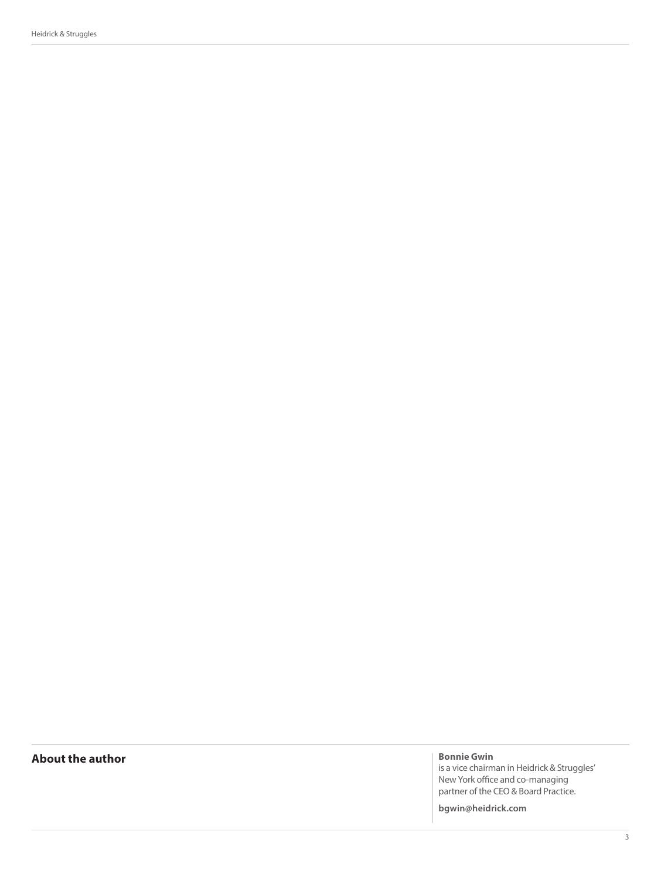## About the author

**Bonnie Gwin**
is a vice chairman in Heidrick & Struggles' New York office and co-managing partner of the CEO & Board Practice.

**bgwin@heidrick.com**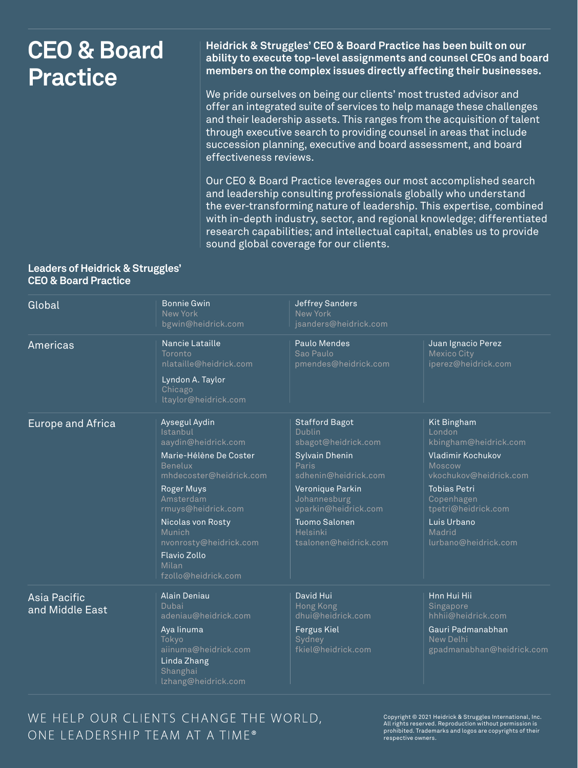# CEO & Board Practice

**Heidrick & Struggles' CEO & Board Practice has been built on our ability to execute top-level assignments and counsel CEOs and board members on the complex issues directly affecting their businesses.**

We pride ourselves on being our clients' most trusted advisor and offer an integrated suite of services to help manage these challenges and their leadership assets. This ranges from the acquisition of talent through executive search to providing counsel in areas that include succession planning, executive and board assessment, and board effectiveness reviews.

Our CEO & Board Practice leverages our most accomplished search and leadership consulting professionals globally who understand the ever-transforming nature of leadership. This expertise, combined with in-depth industry, sector, and regional knowledge; differentiated research capabilities; and intellectual capital, enables us to provide sound global coverage for our clients.

**Leaders of Heidrick & Struggles' CEO & Board Practice**

## Global

Bonnie Gwin
New York
bgwin@heidrick.com

Jeffrey Sanders
New York
jsanders@heidrick.com

## Americas

Nancie Lataille
Toronto
nlataille@heidrick.com

Lyndon A. Taylor
Chicago
ltaylor@heidrick.com

Paulo Mendes
Sao Paulo
pmendes@heidrick.com

Juan Ignacio Perez
Mexico City
iperez@heidrick.com

## Europe and Africa

Aysegul Aydin
Istanbul
aaydin@heidrick.com

Marie-Hélène De Coster
Benelux
mhdecoster@heidrick.com

Roger Muys
Amsterdam
rmuys@heidrick.com

Nicolas von Rosty
Munich
nvonrosty@heidrick.com

Flavio Zollo
Milan
fzollo@heidrick.com

Stafford Bagot
Dublin
sbagot@heidrick.com

Sylvain Dhenin
Paris
sdhenin@heidrick.com

Veronique Parkin
Johannesburg
vparkin@heidrick.com

Tuomo Salonen
Helsinki
tsalonen@heidrick.com

Kit Bingham
London
kbingham@heidrick.com

Vladimir Kochukov
Moscow
vkochukov@heidrick.com

Tobias Petri
Copenhagen
tpetri@heidrick.com

Luis Urbano
Madrid
lurbano@heidrick.com

## Asia Pacific and Middle East

Alain Deniau
Dubai
adeniau@heidrick.com

Aya Iinuma
Tokyo
aiinuma@heidrick.com

Linda Zhang
Shanghai
lzhang@heidrick.com

David Hui
Hong Kong
dhui@heidrick.com

Fergus Kiel
Sydney
fkiel@heidrick.com

Hnn Hui Hii
Singapore
hhhii@heidrick.com

Gauri Padmanabhan
New Delhi
gpadmanabhan@heidrick.com

WE HELP OUR CLIENTS CHANGE THE WORLD, ONE LEADERSHIP TEAM AT A TIME®

Copyright © 2021 Heidrick & Struggles International, Inc. All rights reserved. Reproduction without permission is prohibited. Trademarks and logos are copyrights of their respective owners.